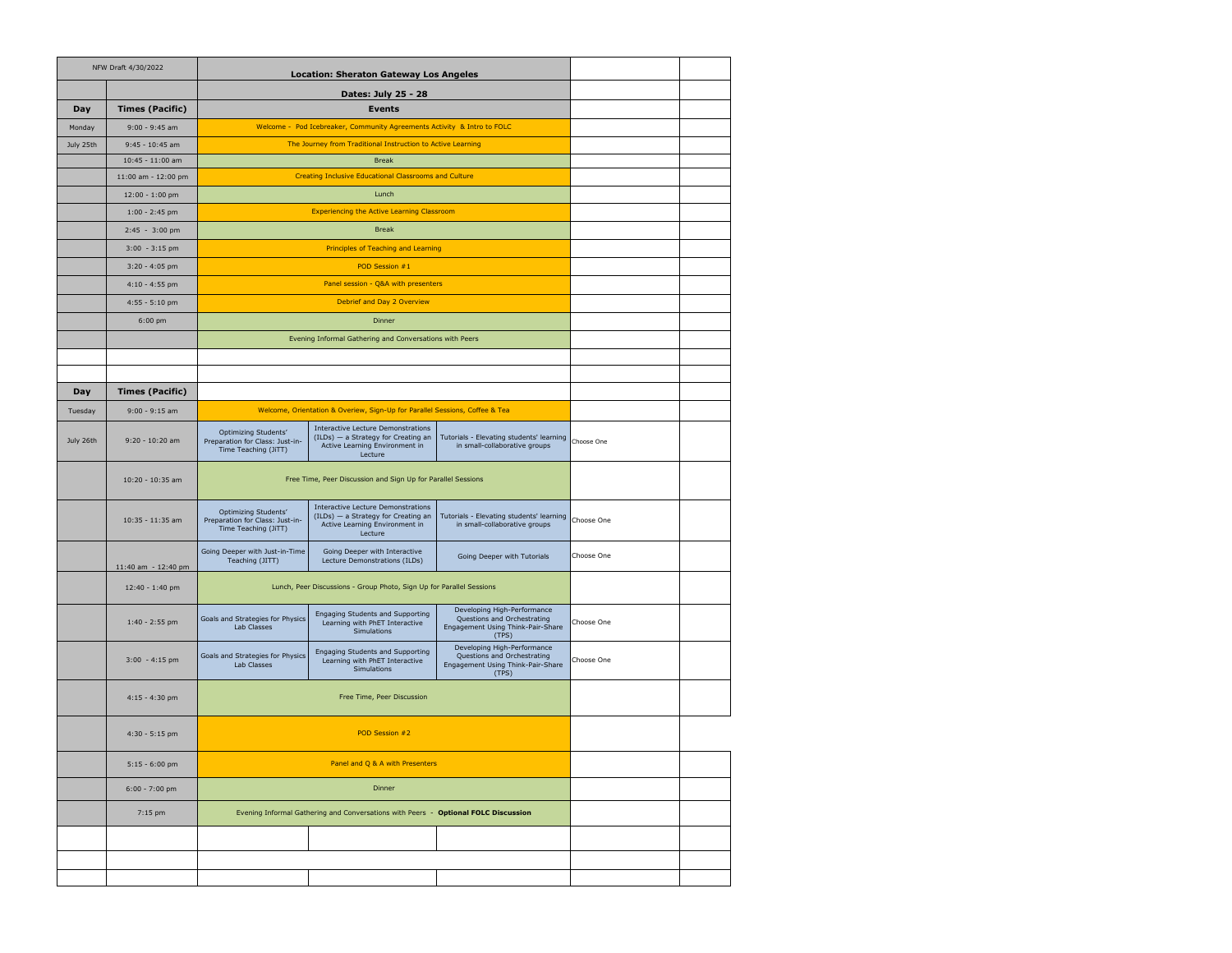| NFW Draft 4/30/2022 | | Location: Sheraton Gateway Los Angeles | | | | |
|---|---|---|---|---|---|---|
| | | Dates: July 25 - 28 | | | | |
| **Day** | **Times (Pacific)** | **Events** | | | | |
| Monday | 9:00 - 9:45 am | Welcome - Pod Icebreaker, Community Agreements Activity & Intro to FOLC | | | | |
| July 25th | 9:45 - 10:45 am | The Journey from Traditional Instruction to Active Learning | | | | |
| | 10:45 - 11:00 am | Break | | | | |
| | 11:00 am - 12:00 pm | Creating Inclusive Educational Classrooms and Culture | | | | |
| | 12:00 - 1:00 pm | Lunch | | | | |
| | 1:00 - 2:45 pm | Experiencing the Active Learning Classroom | | | | |
| | 2:45 - 3:00 pm | Break | | | | |
| | 3:00 - 3:15 pm | Principles of Teaching and Learning | | | | |
| | 3:20 - 4:05 pm | POD Session #1 | | | | |
| | 4:10 - 4:55 pm | Panel session - Q&A with presenters | | | | |
| | 4:55 - 5:10 pm | Debrief and Day 2 Overview | | | | |
| | 6:00 pm | Dinner | | | | |
| | | Evening Informal Gathering and Conversations with Peers | | | | |
| | | | | | | |
| | | | | | | |
| **Day** | **Times (Pacific)** | | | | | |
| Tuesday | 9:00 - 9:15 am | Welcome, Orientation & Overiew, Sign-Up for Parallel Sessions, Coffee & Tea | | | | |
| July 26th | 9:20 - 10:20 am | Optimizing Students' Preparation for Class: Just-in-Time Teaching (JiTT) | Interactive Lecture Demonstrations (ILDs) — a Strategy for Creating an Active Learning Environment in Lecture | Tutorials - Elevating students' learning in small-collaborative groups | Choose One | |
| | 10:20 - 10:35 am | Free Time, Peer Discussion and Sign Up for Parallel Sessions | | | | |
| | 10:35 - 11:35 am | Optimizing Students' Preparation for Class: Just-in-Time Teaching (JiTT) | Interactive Lecture Demonstrations (ILDs) — a Strategy for Creating an Active Learning Environment in Lecture | Tutorials - Elevating students' learning in small-collaborative groups | Choose One | |
| | 11:40 am - 12:40 pm | Going Deeper with Just-in-Time Teaching (JiTT) | Going Deeper with Interactive Lecture Demonstrations (ILDs) | Going Deeper with Tutorials | Choose One | |
| | 12:40 - 1:40 pm | Lunch, Peer Discussions - Group Photo, Sign Up for Parallel Sessions | | | | |
| | 1:40 - 2:55 pm | Goals and Strategies for Physics Lab Classes | Engaging Students and Supporting Learning with PhET Interactive Simulations | Developing High-Performance Questions and Orchestrating Engagement Using Think-Pair-Share (TPS) | Choose One | |
| | 3:00 - 4:15 pm | Goals and Strategies for Physics Lab Classes | Engaging Students and Supporting Learning with PhET Interactive Simulations | Developing High-Performance Questions and Orchestrating Engagement Using Think-Pair-Share (TPS) | Choose One | |
| | 4:15 - 4:30 pm | Free Time, Peer Discussion | | | | |
| | 4:30 - 5:15 pm | POD Session #2 | | | | |
| | 5:15 - 6:00 pm | Panel and Q & A with Presenters | | | | |
| | 6:00 - 7:00 pm | Dinner | | | | |
| | 7:15 pm | Evening Informal Gathering and Conversations with Peers - **Optional FOLC Discussion** | | | | |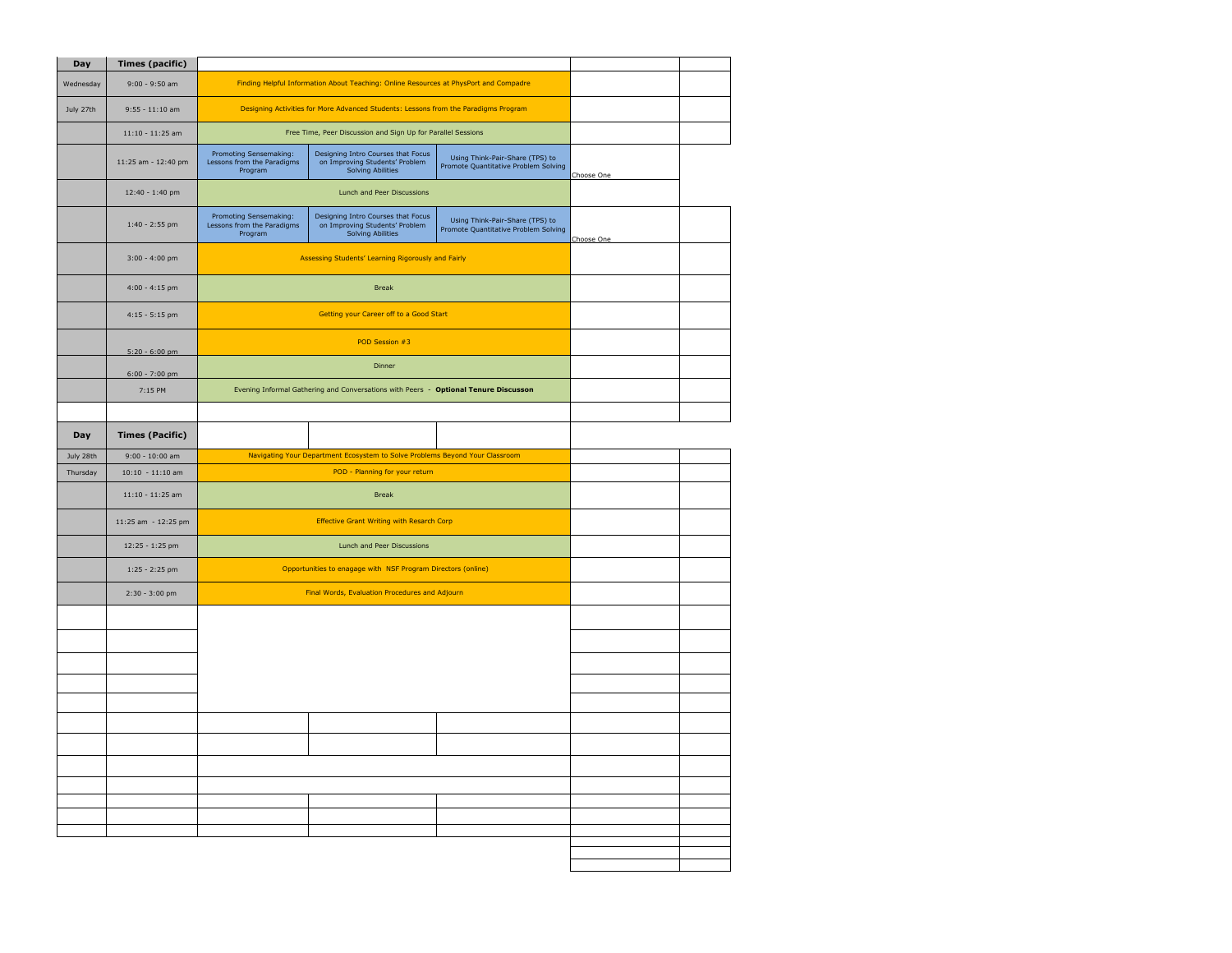| Day | Times (pacific) | | | | | |
|---|---|---|---|---|---|---|
| Wednesday | 9:00 - 9:50 am | Finding Helpful Information About Teaching: Online Resources at PhysPort and Compadre | | | | |
| July 27th | 9:55 - 11:10 am | Designing Activities for More Advanced Students: Lessons from the Paradigms Program | | | | |
| | 11:10 - 11:25 am | Free Time, Peer Discussion and Sign Up for Parallel Sessions | | | | |
| | 11:25 am - 12:40 pm | Promoting Sensemaking: Lessons from the Paradigms Program | Designing Intro Courses that Focus on Improving Students' Problem Solving Abilities | Using Think-Pair-Share (TPS) to Promote Quantitative Problem Solving | Choose One | |
| | 12:40 - 1:40 pm | Lunch and Peer Discussions | | | | |
| | 1:40 - 2:55 pm | Promoting Sensemaking: Lessons from the Paradigms Program | Designing Intro Courses that Focus on Improving Students' Problem Solving Abilities | Using Think-Pair-Share (TPS) to Promote Quantitative Problem Solving | Choose One | |
| | 3:00 - 4:00 pm | Assessing Students' Learning Rigorously and Fairly | | | | |
| | 4:00 - 4:15 pm | Break | | | | |
| | 4:15 - 5:15 pm | Getting your Career off to a Good Start | | | | |
| | 5:20 - 6:00 pm | POD Session #3 | | | | |
| | 6:00 - 7:00 pm | Dinner | | | | |
| | 7:15 PM | Evening Informal Gathering and Conversations with Peers - **Optional Tenure Discusson** | | | | |

| Day | Times (Pacific) | | | | | |
|---|---|---|---|---|---|---|
| July 28th | 9:00 - 10:00 am | Navigating Your Department Ecosystem to Solve Problems Beyond Your Classroom | | | | |
| Thursday | 10:10 - 11:10 am | POD - Planning for your return | | | | |
| | 11:10 - 11:25 am | Break | | | | |
| | 11:25 am - 12:25 pm | Effective Grant Writing with Resarch Corp | | | | |
| | 12:25 - 1:25 pm | Lunch and Peer Discussions | | | | |
| | 1:25 - 2:25 pm | Opportunities to enagage with NSF Program Directors (online) | | | | |
| | 2:30 - 3:00 pm | Final Words, Evaluation Procedures and Adjourn | | | | |